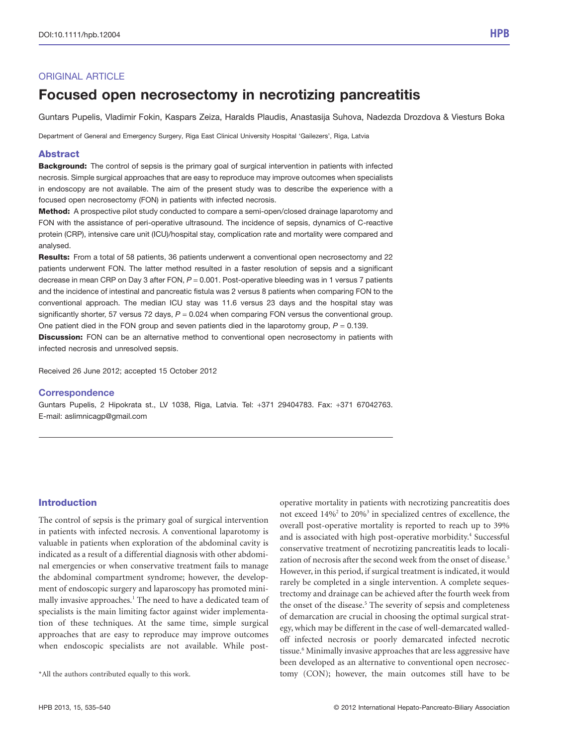DOI:10.1111/hpb.12004

ORIGINAL ARTICLE

# Focused open necrosectomy in necrotizing pancreatitis

Guntars Pupelis, Vladimir Fokin, Kaspars Zeiza, Haralds Plaudis, Anastasija Suhova, Nadezda Drozdova & Viesturs Boka

Department of General and Emergency Surgery, Riga East Clinical University Hospital 'Gailezers', Riga, Latvia

## Abstract

**Background:** The control of sepsis is the primary goal of surgical intervention in patients with infected necrosis. Simple surgical approaches that are easy to reproduce may improve outcomes when specialists in endoscopy are not available. The aim of the present study was to describe the experience with a focused open necrosectomy (FON) in patients with infected necrosis.

**Method:** A prospective pilot study conducted to compare a semi-open/closed drainage laparotomy and FON with the assistance of peri-operative ultrasound. The incidence of sepsis, dynamics of C-reactive protein (CRP), intensive care unit (ICU)/hospital stay, complication rate and mortality were compared and analysed.

**Results:** From a total of 58 patients, 36 patients underwent a conventional open necrosectomy and 22 patients underwent FON. The latter method resulted in a faster resolution of sepsis and a significant decrease in mean CRP on Day 3 after FON, $P = 0.001$. Post-operative bleeding was in 1 versus 7 patients and the incidence of intestinal and pancreatic fistula was 2 versus 8 patients when comparing FON to the conventional approach. The median ICU stay was 11.6 versus 23 days and the hospital stay was significantly shorter, 57 versus 72 days, $P = 0.024$ when comparing FON versus the conventional group. One patient died in the FON group and seven patients died in the laparotomy group, $P = 0.139$.

**Discussion:** FON can be an alternative method to conventional open necrosectomy in patients with infected necrosis and unresolved sepsis.

Received 26 June 2012; accepted 15 October 2012

## Correspondence

Guntars Pupelis, 2 Hipokrata st., LV 1038, Riga, Latvia. Tel: +371 29404783. Fax: +371 67042763. E-mail: aslimnicagp@gmail.com

## Introduction

The control of sepsis is the primary goal of surgical intervention in patients with infected necrosis. A conventional laparotomy is valuable in patients when exploration of the abdominal cavity is indicated as a result of a differential diagnosis with other abdominal emergencies or when conservative treatment fails to manage the abdominal compartment syndrome; however, the development of endoscopic surgery and laparoscopy has promoted minimally invasive approaches.[1] The need to have a dedicated team of specialists is the main limiting factor against wider implementation of these techniques. At the same time, simple surgical approaches that are easy to reproduce may improve outcomes when endoscopic specialists are not available. While post-operative mortality in patients with necrotizing pancreatitis does not exceed 14%[2] to 20%[3] in specialized centres of excellence, the overall post-operative mortality is reported to reach up to 39% and is associated with high post-operative morbidity.[4] Successful conservative treatment of necrotizing pancreatitis leads to localization of necrosis after the second week from the onset of disease.[5] However, in this period, if surgical treatment is indicated, it would rarely be completed in a single intervention. A complete sequestrectomy and drainage can be achieved after the fourth week from the onset of the disease.[5] The severity of sepsis and completeness of demarcation are crucial in choosing the optimal surgical strategy, which may be different in the case of well-demarcated walled-off infected necrosis or poorly demarcated infected necrotic tissue.[6] Minimally invasive approaches that are less aggressive have been developed as an alternative to conventional open necrosectomy (CON); however, the main outcomes still have to be

*All the authors contributed equally to this work.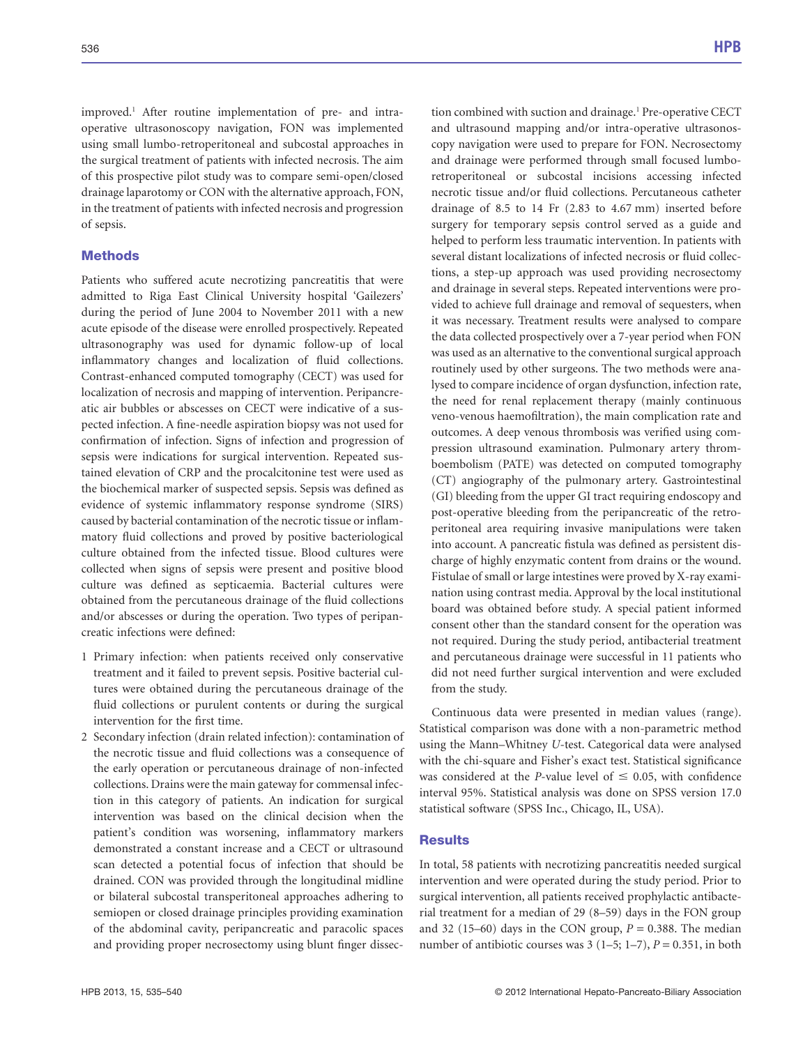improved.[1] After routine implementation of pre- and intra-operative ultrasonoscopy navigation, FON was implemented using small lumbo-retroperitoneal and subcostal approaches in the surgical treatment of patients with infected necrosis. The aim of this prospective pilot study was to compare semi-open/closed drainage laparotomy or CON with the alternative approach, FON, in the treatment of patients with infected necrosis and progression of sepsis.

## Methods

Patients who suffered acute necrotizing pancreatitis that were admitted to Riga East Clinical University hospital 'Gailezers' during the period of June 2004 to November 2011 with a new acute episode of the disease were enrolled prospectively. Repeated ultrasonography was used for dynamic follow-up of local inflammatory changes and localization of fluid collections. Contrast-enhanced computed tomography (CECT) was used for localization of necrosis and mapping of intervention. Peripancreatic air bubbles or abscesses on CECT were indicative of a suspected infection. A fine-needle aspiration biopsy was not used for confirmation of infection. Signs of infection and progression of sepsis were indications for surgical intervention. Repeated sustained elevation of CRP and the procalcitonine test were used as the biochemical marker of suspected sepsis. Sepsis was defined as evidence of systemic inflammatory response syndrome (SIRS) caused by bacterial contamination of the necrotic tissue or inflammatory fluid collections and proved by positive bacteriological culture obtained from the infected tissue. Blood cultures were collected when signs of sepsis were present and positive blood culture was defined as septicaemia. Bacterial cultures were obtained from the percutaneous drainage of the fluid collections and/or abscesses or during the operation. Two types of peripancreatic infections were defined:

1. Primary infection: when patients received only conservative treatment and it failed to prevent sepsis. Positive bacterial cultures were obtained during the percutaneous drainage of the fluid collections or purulent contents or during the surgical intervention for the first time.
2. Secondary infection (drain related infection): contamination of the necrotic tissue and fluid collections was a consequence of the early operation or percutaneous drainage of non-infected collections. Drains were the main gateway for commensal infection in this category of patients. An indication for surgical intervention was based on the clinical decision when the patient's condition was worsening, inflammatory markers demonstrated a constant increase and a CECT or ultrasound scan detected a potential focus of infection that should be drained. CON was provided through the longitudinal midline or bilateral subcostal transperitoneal approaches adhering to semiopen or closed drainage principles providing examination of the abdominal cavity, peripancreatic and paracolic spaces and providing proper necrosectomy using blunt finger dissection combined with suction and drainage.[1] Pre-operative CECT and ultrasound mapping and/or intra-operative ultrasonoscopy navigation were used to prepare for FON. Necrosectomy and drainage were performed through small focused lumbo-retroperitoneal or subcostal incisions accessing infected necrotic tissue and/or fluid collections. Percutaneous catheter drainage of 8.5 to 14 Fr (2.83 to 4.67 mm) inserted before surgery for temporary sepsis control served as a guide and helped to perform less traumatic intervention. In patients with several distant localizations of infected necrosis or fluid collections, a step-up approach was used providing necrosectomy and drainage in several steps. Repeated interventions were provided to achieve full drainage and removal of sequesters, when it was necessary. Treatment results were analysed to compare the data collected prospectively over a 7-year period when FON was used as an alternative to the conventional surgical approach routinely used by other surgeons. The two methods were analysed to compare incidence of organ dysfunction, infection rate, the need for renal replacement therapy (mainly continuous veno-venous haemofiltration), the main complication rate and outcomes. A deep venous thrombosis was verified using compression ultrasound examination. Pulmonary artery thromboembolism (PATE) was detected on computed tomography (CT) angiography of the pulmonary artery. Gastrointestinal (GI) bleeding from the upper GI tract requiring endoscopy and post-operative bleeding from the peripancreatic of the retroperitoneal area requiring invasive manipulations were taken into account. A pancreatic fistula was defined as persistent discharge of highly enzymatic content from drains or the wound. Fistulae of small or large intestines were proved by X-ray examination using contrast media. Approval by the local institutional board was obtained before study. A special patient informed consent other than the standard consent for the operation was not required. During the study period, antibacterial treatment and percutaneous drainage were successful in 11 patients who did not need further surgical intervention and were excluded from the study.

Continuous data were presented in median values (range). Statistical comparison was done with a non-parametric method using the Mann–Whitney *U*-test. Categorical data were analysed with the chi-square and Fisher's exact test. Statistical significance was considered at the *P*-value level of $\leq 0.05$, with confidence interval 95%. Statistical analysis was done on SPSS version 17.0 statistical software (SPSS Inc., Chicago, IL, USA).

## Results

In total, 58 patients with necrotizing pancreatitis needed surgical intervention and were operated during the study period. Prior to surgical intervention, all patients received prophylactic antibacterial treatment for a median of 29 (8–59) days in the FON group and 32 (15–60) days in the CON group, $P = 0.388$. The median number of antibiotic courses was 3 (1–5; 1–7), $P = 0.351$, in both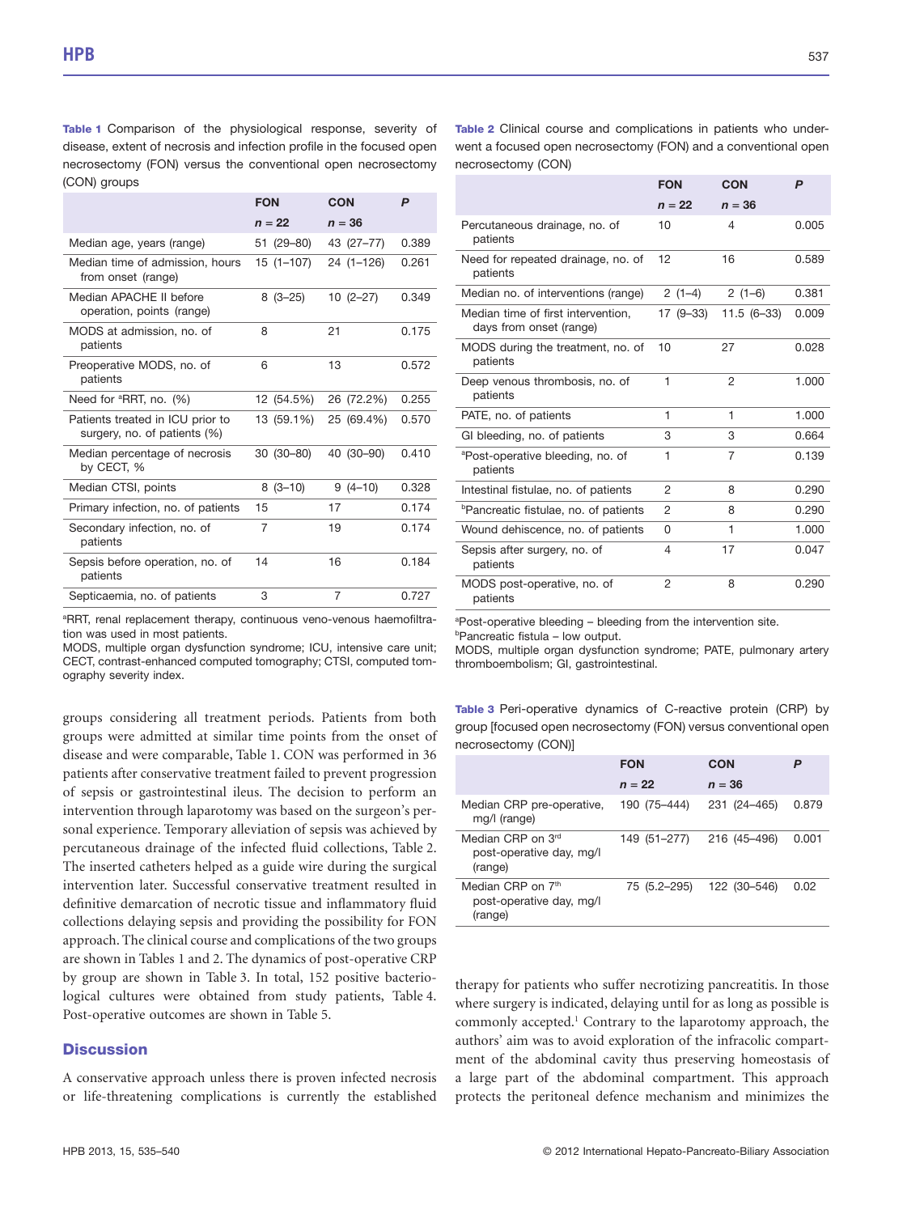**Table 1** Comparison of the physiological response, severity of disease, extent of necrosis and infection profile in the focused open necrosectomy (FON) versus the conventional open necrosectomy (CON) groups

| | FON | CON | P |
|---|---|---|---|
| | n = 22 | n = 36 | |
| Median age, years (range) | 51 (29–80) | 43 (27–77) | 0.389 |
| Median time of admission, hours from onset (range) | 15 (1–107) | 24 (1–126) | 0.261 |
| Median APACHE II before operation, points (range) | 8 (3–25) | 10 (2–27) | 0.349 |
| MODS at admission, no. of patients | 8 | 21 | 0.175 |
| Preoperative MODS, no. of patients | 6 | 13 | 0.572 |
| Need for [a]RRT, no. (%) | 12 (54.5%) | 26 (72.2%) | 0.255 |
| Patients treated in ICU prior to surgery, no. of patients (%) | 13 (59.1%) | 25 (69.4%) | 0.570 |
| Median percentage of necrosis by CECT, % | 30 (30–80) | 40 (30–90) | 0.410 |
| Median CTSI, points | 8 (3–10) | 9 (4–10) | 0.328 |
| Primary infection, no. of patients | 15 | 17 | 0.174 |
| Secondary infection, no. of patients | 7 | 19 | 0.174 |
| Sepsis before operation, no. of patients | 14 | 16 | 0.184 |
| Septicaemia, no. of patients | 3 | 7 | 0.727 |

[a]RRT, renal replacement therapy, continuous veno-venous haemofiltration was used in most patients.
MODS, multiple organ dysfunction syndrome; ICU, intensive care unit; CECT, contrast-enhanced computed tomography; CTSI, computed tomography severity index.

groups considering all treatment periods. Patients from both groups were admitted at similar time points from the onset of disease and were comparable, Table 1. CON was performed in 36 patients after conservative treatment failed to prevent progression of sepsis or gastrointestinal ileus. The decision to perform an intervention through laparotomy was based on the surgeon's personal experience. Temporary alleviation of sepsis was achieved by percutaneous drainage of the infected fluid collections, Table 2. The inserted catheters helped as a guide wire during the surgical intervention later. Successful conservative treatment resulted in definitive demarcation of necrotic tissue and inflammatory fluid collections delaying sepsis and providing the possibility for FON approach. The clinical course and complications of the two groups are shown in Tables 1 and 2. The dynamics of post-operative CRP by group are shown in Table 3. In total, 152 positive bacteriological cultures were obtained from study patients, Table 4. Post-operative outcomes are shown in Table 5.

**Table 2** Clinical course and complications in patients who underwent a focused open necrosectomy (FON) and a conventional open necrosectomy (CON)

| | FON | CON | P |
|---|---|---|---|
| | n = 22 | n = 36 | |
| Percutaneous drainage, no. of patients | 10 | 4 | 0.005 |
| Need for repeated drainage, no. of patients | 12 | 16 | 0.589 |
| Median no. of interventions (range) | 2 (1–4) | 2 (1–6) | 0.381 |
| Median time of first intervention, days from onset (range) | 17 (9–33) | 11.5 (6–33) | 0.009 |
| MODS during the treatment, no. of patients | 10 | 27 | 0.028 |
| Deep venous thrombosis, no. of patients | 1 | 2 | 1.000 |
| PATE, no. of patients | 1 | 1 | 1.000 |
| GI bleeding, no. of patients | 3 | 3 | 0.664 |
| [a]Post-operative bleeding, no. of patients | 1 | 7 | 0.139 |
| Intestinal fistulae, no. of patients | 2 | 8 | 0.290 |
| [b]Pancreatic fistulae, no. of patients | 2 | 8 | 0.290 |
| Wound dehiscence, no. of patients | 0 | 1 | 1.000 |
| Sepsis after surgery, no. of patients | 4 | 17 | 0.047 |
| MODS post-operative, no. of patients | 2 | 8 | 0.290 |

[a]Post-operative bleeding – bleeding from the intervention site.
[b]Pancreatic fistula – low output.
MODS, multiple organ dysfunction syndrome; PATE, pulmonary artery thromboembolism; GI, gastrointestinal.

**Table 3** Peri-operative dynamics of C-reactive protein (CRP) by group [focused open necrosectomy (FON) versus conventional open necrosectomy (CON)]

| | FON | CON | P |
|---|---|---|---|
| | n = 22 | n = 36 | |
| Median CRP pre-operative, mg/l (range) | 190 (75–444) | 231 (24–465) | 0.879 |
| Median CRP on 3rd post-operative day, mg/l (range) | 149 (51–277) | 216 (45–496) | 0.001 |
| Median CRP on 7th post-operative day, mg/l (range) | 75 (5.2–295) | 122 (30–546) | 0.02 |

## Discussion

A conservative approach unless there is proven infected necrosis or life-threatening complications is currently the established therapy for patients who suffer necrotizing pancreatitis. In those where surgery is indicated, delaying until for as long as possible is commonly accepted.[1] Contrary to the laparotomy approach, the authors' aim was to avoid exploration of the infracolic compartment of the abdominal cavity thus preserving homeostasis of a large part of the abdominal compartment. This approach protects the peritoneal defence mechanism and minimizes the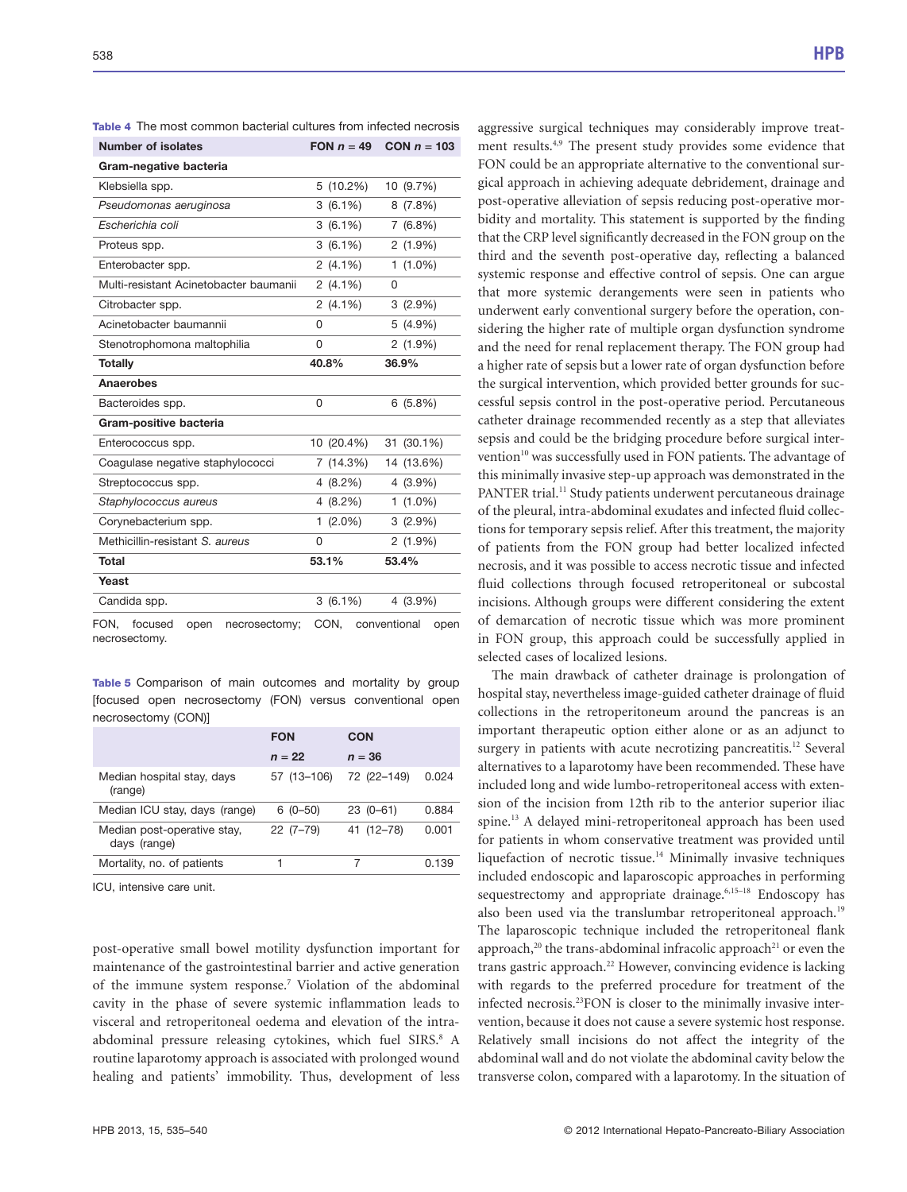**Table 4** The most common bacterial cultures from infected necrosis

| Number of isolates | FON *n* = 49 | CON *n* = 103 |
|---|---|---|
| **Gram-negative bacteria** | | |
| Klebsiella spp. | 5 (10.2%) | 10 (9.7%) |
| *Pseudomonas aeruginosa* | 3 (6.1%) | 8 (7.8%) |
| *Escherichia coli* | 3 (6.1%) | 7 (6.8%) |
| Proteus spp. | 3 (6.1%) | 2 (1.9%) |
| Enterobacter spp. | 2 (4.1%) | 1 (1.0%) |
| Multi-resistant Acinetobacter baumanii | 2 (4.1%) | 0 |
| Citrobacter spp. | 2 (4.1%) | 3 (2.9%) |
| Acinetobacter baumannii | 0 | 5 (4.9%) |
| Stenotrophomona maltophilia | 0 | 2 (1.9%) |
| **Totally** | **40.8%** | **36.9%** |
| **Anaerobes** | | |
| Bacteroides spp. | 0 | 6 (5.8%) |
| **Gram-positive bacteria** | | |
| Enterococcus spp. | 10 (20.4%) | 31 (30.1%) |
| Coagulase negative staphylococci | 7 (14.3%) | 14 (13.6%) |
| Streptococcus spp. | 4 (8.2%) | 4 (3.9%) |
| *Staphylococcus aureus* | 4 (8.2%) | 1 (1.0%) |
| Corynebacterium spp. | 1 (2.0%) | 3 (2.9%) |
| Methicillin-resistant *S. aureus* | 0 | 2 (1.9%) |
| **Total** | **53.1%** | **53.4%** |
| **Yeast** | | |
| Candida spp. | 3 (6.1%) | 4 (3.9%) |

FON, focused open necrosectomy; CON, conventional open necrosectomy.

**Table 5** Comparison of main outcomes and mortality by group [focused open necrosectomy (FON) versus conventional open necrosectomy (CON)]

| | FON *n* = 22 | CON *n* = 36 | |
|---|---|---|---|
| Median hospital stay, days (range) | 57 (13–106) | 72 (22–149) | 0.024 |
| Median ICU stay, days (range) | 6 (0–50) | 23 (0–61) | 0.884 |
| Median post-operative stay, days (range) | 22 (7–79) | 41 (12–78) | 0.001 |
| Mortality, no. of patients | 1 | 7 | 0.139 |

ICU, intensive care unit.

post-operative small bowel motility dysfunction important for maintenance of the gastrointestinal barrier and active generation of the immune system response.[7] Violation of the abdominal cavity in the phase of severe systemic inflammation leads to visceral and retroperitoneal oedema and elevation of the intra-abdominal pressure releasing cytokines, which fuel SIRS.[8] A routine laparotomy approach is associated with prolonged wound healing and patients' immobility. Thus, development of less aggressive surgical techniques may considerably improve treatment results.[4,9] The present study provides some evidence that FON could be an appropriate alternative to the conventional surgical approach in achieving adequate debridement, drainage and post-operative alleviation of sepsis reducing post-operative morbidity and mortality. This statement is supported by the finding that the CRP level significantly decreased in the FON group on the third and the seventh post-operative day, reflecting a balanced systemic response and effective control of sepsis. One can argue that more systemic derangements were seen in patients who underwent early conventional surgery before the operation, considering the higher rate of multiple organ dysfunction syndrome and the need for renal replacement therapy. The FON group had a higher rate of sepsis but a lower rate of organ dysfunction before the surgical intervention, which provided better grounds for successful sepsis control in the post-operative period. Percutaneous catheter drainage recommended recently as a step that alleviates sepsis and could be the bridging procedure before surgical intervention[10] was successfully used in FON patients. The advantage of this minimally invasive step-up approach was demonstrated in the PANTER trial.[11] Study patients underwent percutaneous drainage of the pleural, intra-abdominal exudates and infected fluid collections for temporary sepsis relief. After this treatment, the majority of patients from the FON group had better localized infected necrosis, and it was possible to access necrotic tissue and infected fluid collections through focused retroperitoneal or subcostal incisions. Although groups were different considering the extent of demarcation of necrotic tissue which was more prominent in FON group, this approach could be successfully applied in selected cases of localized lesions.

The main drawback of catheter drainage is prolongation of hospital stay, nevertheless image-guided catheter drainage of fluid collections in the retroperitoneum around the pancreas is an important therapeutic option either alone or as an adjunct to surgery in patients with acute necrotizing pancreatitis.[12] Several alternatives to a laparotomy have been recommended. These have included long and wide lumbo-retroperitoneal access with extension of the incision from 12th rib to the anterior superior iliac spine.[13] A delayed mini-retroperitoneal approach has been used for patients in whom conservative treatment was provided until liquefaction of necrotic tissue.[14] Minimally invasive techniques included endoscopic and laparoscopic approaches in performing sequestrectomy and appropriate drainage.[6,15–18] Endoscopy has also been used via the translumbar retroperitoneal approach.[19] The laparoscopic technique included the retroperitoneal flank approach,[20] the trans-abdominal infracolic approach[21] or even the trans gastric approach.[22] However, convincing evidence is lacking with regards to the preferred procedure for treatment of the infected necrosis.[23]FON is closer to the minimally invasive intervention, because it does not cause a severe systemic host response. Relatively small incisions do not affect the integrity of the abdominal wall and do not violate the abdominal cavity below the transverse colon, compared with a laparotomy. In the situation of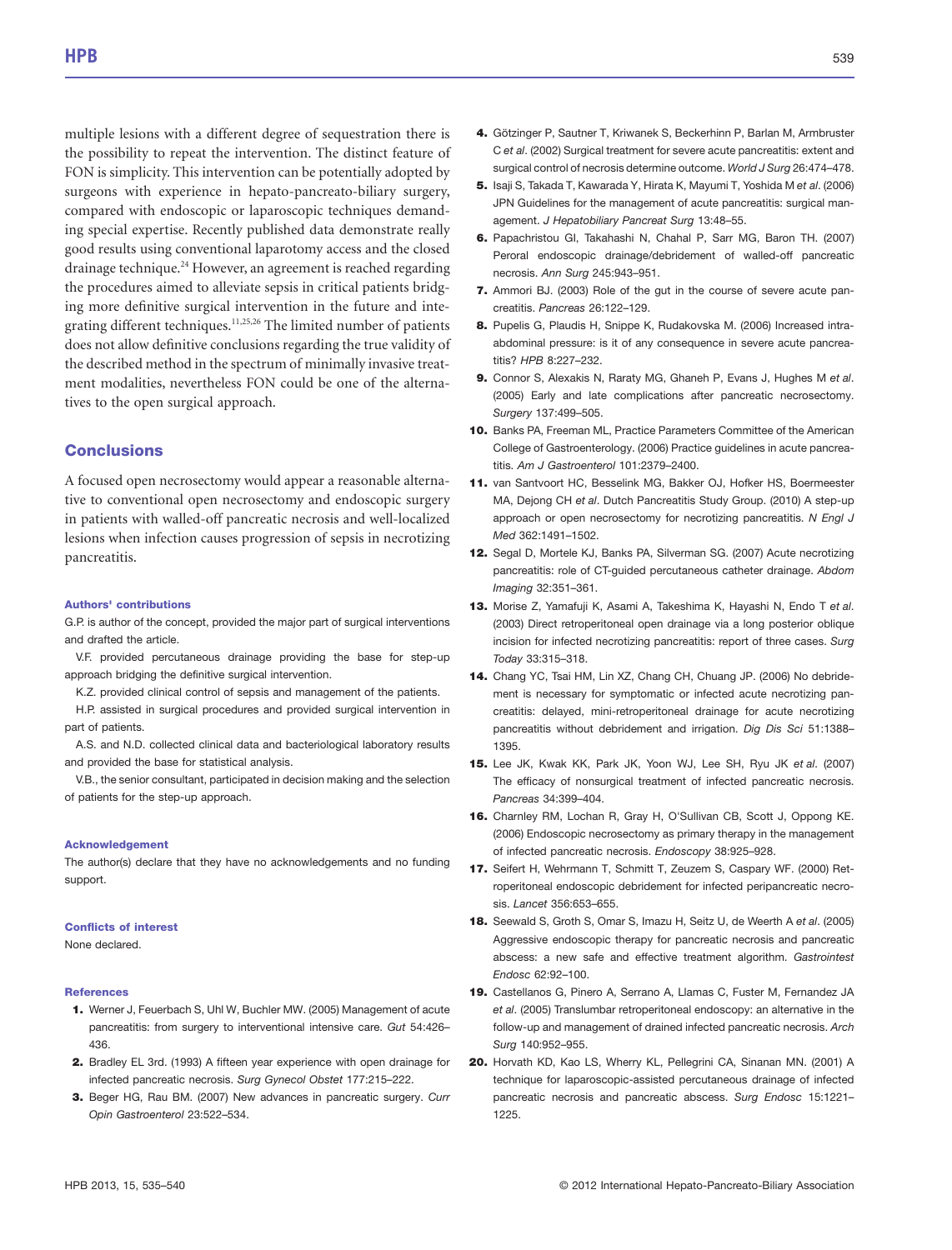multiple lesions with a different degree of sequestration there is the possibility to repeat the intervention. The distinct feature of FON is simplicity. This intervention can be potentially adopted by surgeons with experience in hepato-pancreato-biliary surgery, compared with endoscopic or laparoscopic techniques demanding special expertise. Recently published data demonstrate really good results using conventional laparotomy access and the closed drainage technique.[24] However, an agreement is reached regarding the procedures aimed to alleviate sepsis in critical patients bridging more definitive surgical intervention in the future and integrating different techniques.[11,25,26] The limited number of patients does not allow definitive conclusions regarding the true validity of the described method in the spectrum of minimally invasive treatment modalities, nevertheless FON could be one of the alternatives to the open surgical approach.

## Conclusions

A focused open necrosectomy would appear a reasonable alternative to conventional open necrosectomy and endoscopic surgery in patients with walled-off pancreatic necrosis and well-localized lesions when infection causes progression of sepsis in necrotizing pancreatitis.

#### Authors' contributions

G.P. is author of the concept, provided the major part of surgical interventions and drafted the article.

V.F. provided percutaneous drainage providing the base for step-up approach bridging the definitive surgical intervention.

K.Z. provided clinical control of sepsis and management of the patients.

H.P. assisted in surgical procedures and provided surgical intervention in part of patients.

A.S. and N.D. collected clinical data and bacteriological laboratory results and provided the base for statistical analysis.

V.B., the senior consultant, participated in decision making and the selection of patients for the step-up approach.

#### Acknowledgement

The author(s) declare that they have no acknowledgements and no funding support.

#### Conflicts of interest

None declared.

#### References

1. Werner J, Feuerbach S, Uhl W, Buchler MW. (2005) Management of acute pancreatitis: from surgery to interventional intensive care. *Gut* 54:426–436.
2. Bradley EL 3rd. (1993) A fifteen year experience with open drainage for infected pancreatic necrosis. *Surg Gynecol Obstet* 177:215–222.
3. Beger HG, Rau BM. (2007) New advances in pancreatic surgery. *Curr Opin Gastroenterol* 23:522–534.
4. Götzinger P, Sautner T, Kriwanek S, Beckerhinn P, Barlan M, Armbruster C *et al*. (2002) Surgical treatment for severe acute pancreatitis: extent and surgical control of necrosis determine outcome. *World J Surg* 26:474–478.
5. Isaji S, Takada T, Kawarada Y, Hirata K, Mayumi T, Yoshida M *et al*. (2006) JPN Guidelines for the management of acute pancreatitis: surgical management. *J Hepatobiliary Pancreat Surg* 13:48–55.
6. Papachristou GI, Takahashi N, Chahal P, Sarr MG, Baron TH. (2007) Peroral endoscopic drainage/debridement of walled-off pancreatic necrosis. *Ann Surg* 245:943–951.
7. Ammori BJ. (2003) Role of the gut in the course of severe acute pancreatitis. *Pancreas* 26:122–129.
8. Pupelis G, Plaudis H, Snippe K, Rudakovska M. (2006) Increased intra-abdominal pressure: is it of any consequence in severe acute pancreatitis? *HPB* 8:227–232.
9. Connor S, Alexakis N, Raraty MG, Ghaneh P, Evans J, Hughes M *et al*. (2005) Early and late complications after pancreatic necrosectomy. *Surgery* 137:499–505.
10. Banks PA, Freeman ML, Practice Parameters Committee of the American College of Gastroenterology. (2006) Practice guidelines in acute pancreatitis. *Am J Gastroenterol* 101:2379–2400.
11. van Santvoort HC, Besselink MG, Bakker OJ, Hofker HS, Boermeester MA, Dejong CH *et al*. Dutch Pancreatitis Study Group. (2010) A step-up approach or open necrosectomy for necrotizing pancreatitis. *N Engl J Med* 362:1491–1502.
12. Segal D, Mortele KJ, Banks PA, Silverman SG. (2007) Acute necrotizing pancreatitis: role of CT-guided percutaneous catheter drainage. *Abdom Imaging* 32:351–361.
13. Morise Z, Yamafuji K, Asami A, Takeshima K, Hayashi N, Endo T *et al*. (2003) Direct retroperitoneal open drainage via a long posterior oblique incision for infected necrotizing pancreatitis: report of three cases. *Surg Today* 33:315–318.
14. Chang YC, Tsai HM, Lin XZ, Chang CH, Chuang JP. (2006) No debridement is necessary for symptomatic or infected acute necrotizing pancreatitis: delayed, mini-retroperitoneal drainage for acute necrotizing pancreatitis without debridement and irrigation. *Dig Dis Sci* 51:1388–1395.
15. Lee JK, Kwak KK, Park JK, Yoon WJ, Lee SH, Ryu JK *et al*. (2007) The efficacy of nonsurgical treatment of infected pancreatic necrosis. *Pancreas* 34:399–404.
16. Charnley RM, Lochan R, Gray H, O'Sullivan CB, Scott J, Oppong KE. (2006) Endoscopic necrosectomy as primary therapy in the management of infected pancreatic necrosis. *Endoscopy* 38:925–928.
17. Seifert H, Wehrmann T, Schmitt T, Zeuzem S, Caspary WF. (2000) Retroperitoneal endoscopic debridement for infected peripancreatic necrosis. *Lancet* 356:653–655.
18. Seewald S, Groth S, Omar S, Imazu H, Seitz U, de Weerth A *et al*. (2005) Aggressive endoscopic therapy for pancreatic necrosis and pancreatic abscess: a new safe and effective treatment algorithm. *Gastrointest Endosc* 62:92–100.
19. Castellanos G, Pinero A, Serrano A, Llamas C, Fuster M, Fernandez JA *et al*. (2005) Translumbar retroperitoneal endoscopy: an alternative in the follow-up and management of drained infected pancreatic necrosis. *Arch Surg* 140:952–955.
20. Horvath KD, Kao LS, Wherry KL, Pellegrini CA, Sinanan MN. (2001) A technique for laparoscopic-assisted percutaneous drainage of infected pancreatic necrosis and pancreatic abscess. *Surg Endosc* 15:1221–1225.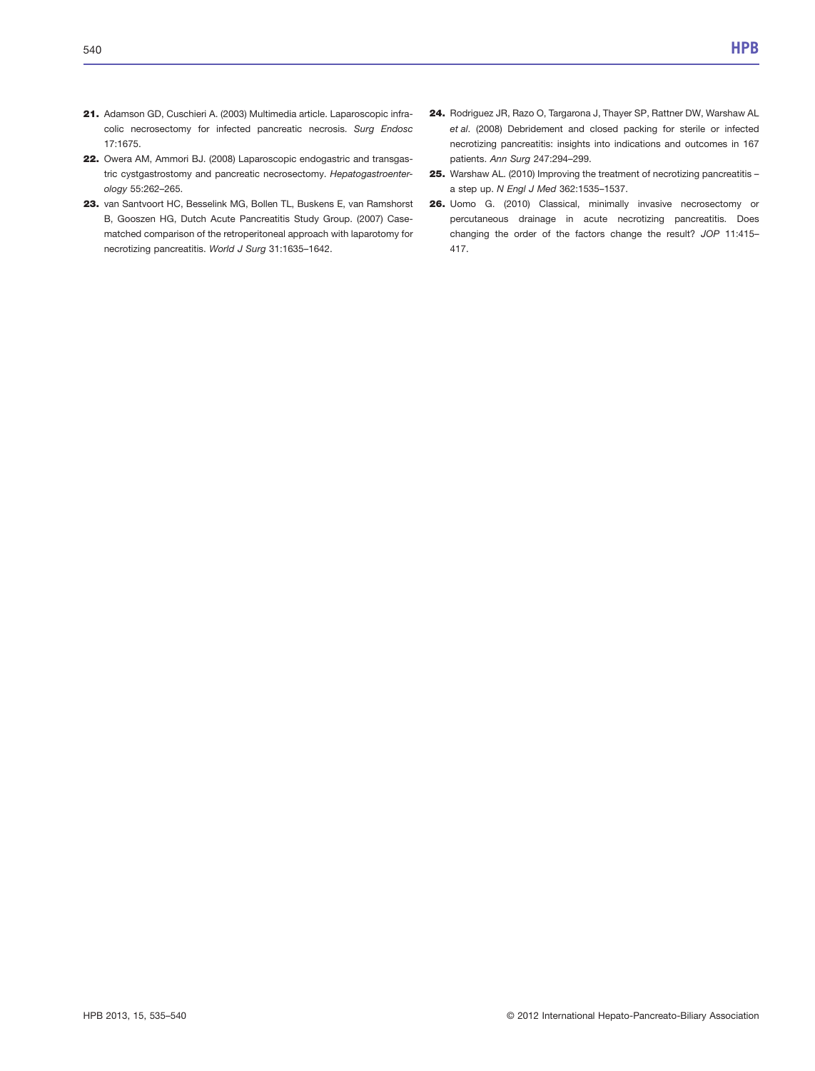21. Adamson GD, Cuschieri A. (2003) Multimedia article. Laparoscopic infracolic necrosectomy for infected pancreatic necrosis. *Surg Endosc* 17:1675.
22. Owera AM, Ammori BJ. (2008) Laparoscopic endogastric and transgastric cystgastrostomy and pancreatic necrosectomy. *Hepatogastroenterology* 55:262–265.
23. van Santvoort HC, Besselink MG, Bollen TL, Buskens E, van Ramshorst B, Gooszen HG, Dutch Acute Pancreatitis Study Group. (2007) Case-matched comparison of the retroperitoneal approach with laparotomy for necrotizing pancreatitis. *World J Surg* 31:1635–1642.
24. Rodriguez JR, Razo O, Targarona J, Thayer SP, Rattner DW, Warshaw AL *et al*. (2008) Debridement and closed packing for sterile or infected necrotizing pancreatitis: insights into indications and outcomes in 167 patients. *Ann Surg* 247:294–299.
25. Warshaw AL. (2010) Improving the treatment of necrotizing pancreatitis – a step up. *N Engl J Med* 362:1535–1537.
26. Uomo G. (2010) Classical, minimally invasive necrosectomy or percutaneous drainage in acute necrotizing pancreatitis. Does changing the order of the factors change the result? *JOP* 11:415–417.